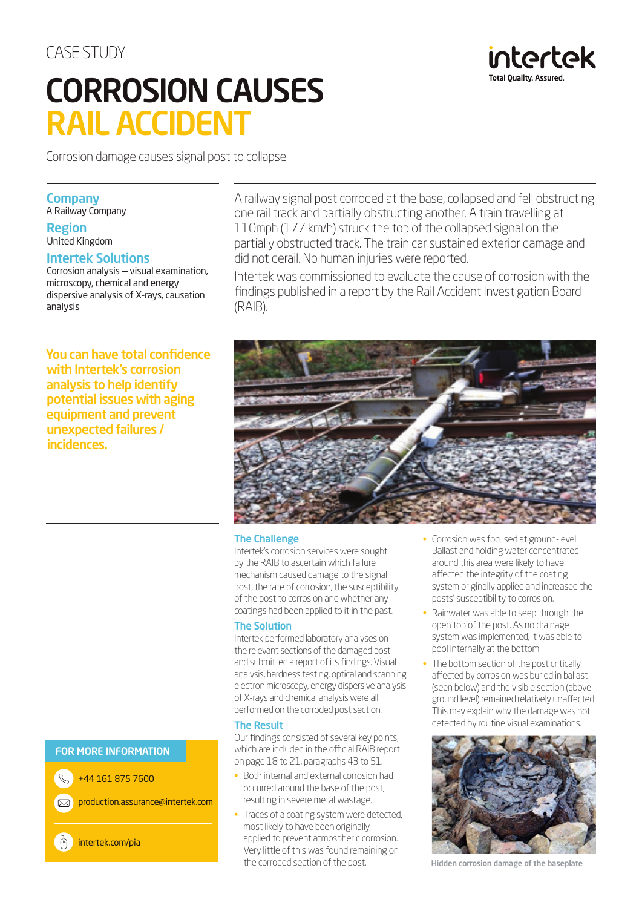CASE STUDY

# CORROSION CAUSES RAIL ACCIDENT

Corrosion damage causes signal post to collapse

**Company**
A Railway Company

**Region**
United Kingdom

**Intertek Solutions**
Corrosion analysis – visual examination, microscopy, chemical and energy dispersive analysis of X-rays, causation analysis

A railway signal post corroded at the base, collapsed and fell obstructing one rail track and partially obstructing another. A train travelling at 110mph (177 km/h) struck the top of the collapsed signal on the partially obstructed track. The train car sustained exterior damage and did not derail. No human injuries were reported.

Intertek was commissioned to evaluate the cause of corrosion with the findings published in a report by the Rail Accident Investigation Board (RAIB).

**You can have total confidence with Intertek's corrosion analysis to help identify potential issues with aging equipment and prevent unexpected failures / incidences.**

## The Challenge

Intertek's corrosion services were sought by the RAIB to ascertain which failure mechanism caused damage to the signal post, the rate of corrosion, the susceptibility of the post to corrosion and whether any coatings had been applied to it in the past.

## The Solution

Intertek performed laboratory analyses on the relevant sections of the damaged post and submitted a report of its findings. Visual analysis, hardness testing, optical and scanning electron microscopy, energy dispersive analysis of X-rays and chemical analysis were all performed on the corroded post section.

## The Result

Our findings consisted of several key points, which are included in the official RAIB report on page 18 to 21, paragraphs 43 to 51.

- Both internal and external corrosion had occurred around the base of the post, resulting in severe metal wastage.
- Traces of a coating system were detected, most likely to have been originally applied to prevent atmospheric corrosion. Very little of this was found remaining on the corroded section of the post.
- Corrosion was focused at ground-level. Ballast and holding water concentrated around this area were likely to have affected the integrity of the coating system originally applied and increased the posts' susceptibility to corrosion.
- Rainwater was able to seep through the open top of the post. As no drainage system was implemented, it was able to pool internally at the bottom.
- The bottom section of the post critically affected by corrosion was buried in ballast (seen below) and the visible section (above ground level) remained relatively unaffected. This may explain why the damage was not detected by routine visual examinations.

Hidden corrosion damage of the baseplate

**FOR MORE INFORMATION**

+44 161 875 7600

production.assurance@intertek.com

intertek.com/pia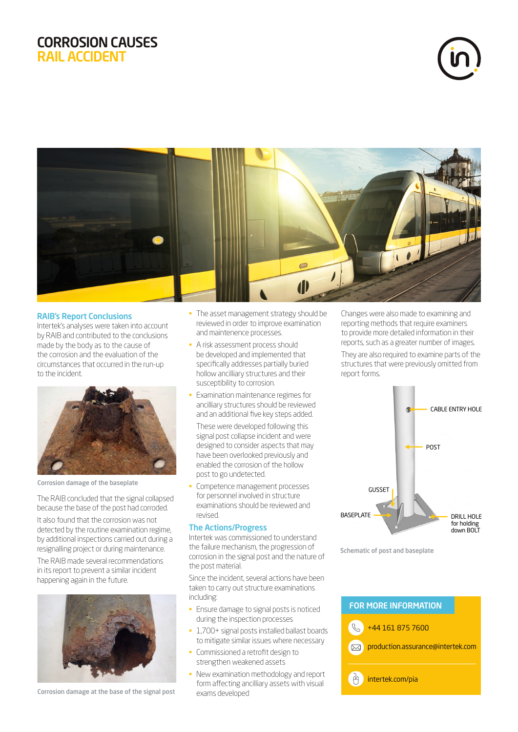# CORROSION CAUSES
# RAIL ACCIDENT

## RAIB's Report Conclusions

Intertek's analyses were taken into account by RAIB and contributed to the conclusions made by the body as to the cause of the corrosion and the evaluation of the circumstances that occurred in the run-up to the incident.

Corrosion damage of the baseplate

The RAIB concluded that the signal collapsed because the base of the post had corroded.

It also found that the corrosion was not detected by the routine examination regime, by additional inspections carried out during a resignalling project or during maintenance.

The RAIB made several recommendations in its report to prevent a similar incident happening again in the future.

Corrosion damage at the base of the signal post

- The asset management strategy should be reviewed in order to improve examination and maintenance processes.
- A risk assessment process should be developed and implemented that specifically addresses partially buried hollow ancilliary structures and their susceptibility to corrosion.
- Examination maintenance regimes for ancilliary structures should be reviewed and an additional five key steps added.

  These were developed following this signal post collapse incident and were designed to consider aspects that may have been overlooked previously and enabled the corrosion of the hollow post to go undetected.
- Competence management processes for personnel involved in structure examinations should be reviewed and revised.

## The Actions/Progress

Intertek was commissioned to understand the failure mechanism, the progression of corrosion in the signal post and the nature of the post material.

Since the incident, several actions have been taken to carry out structure examinations including:

- Ensure damage to signal posts is noticed during the inspection processes
- 1,700+ signal posts installed ballast boards to mitigate similar issues where necessary
- Commissioned a retrofit design to strengthen weakened assets
- New examination methodology and report form affecting ancilliary assets with visual exams developed

Changes were also made to examining and reporting methods that require examiners to provide more detailed information in their reports, such as a greater number of images.

They are also required to examine parts of the structures that were previously omitted from report forms.

CABLE ENTRY HOLE
POST
GUSSET
BASEPLATE
DRILL HOLE for holding down BOLT

Schematic of post and baseplate

## FOR MORE INFORMATION

+44 161 875 7600

production.assurance@intertek.com

intertek.com/pia